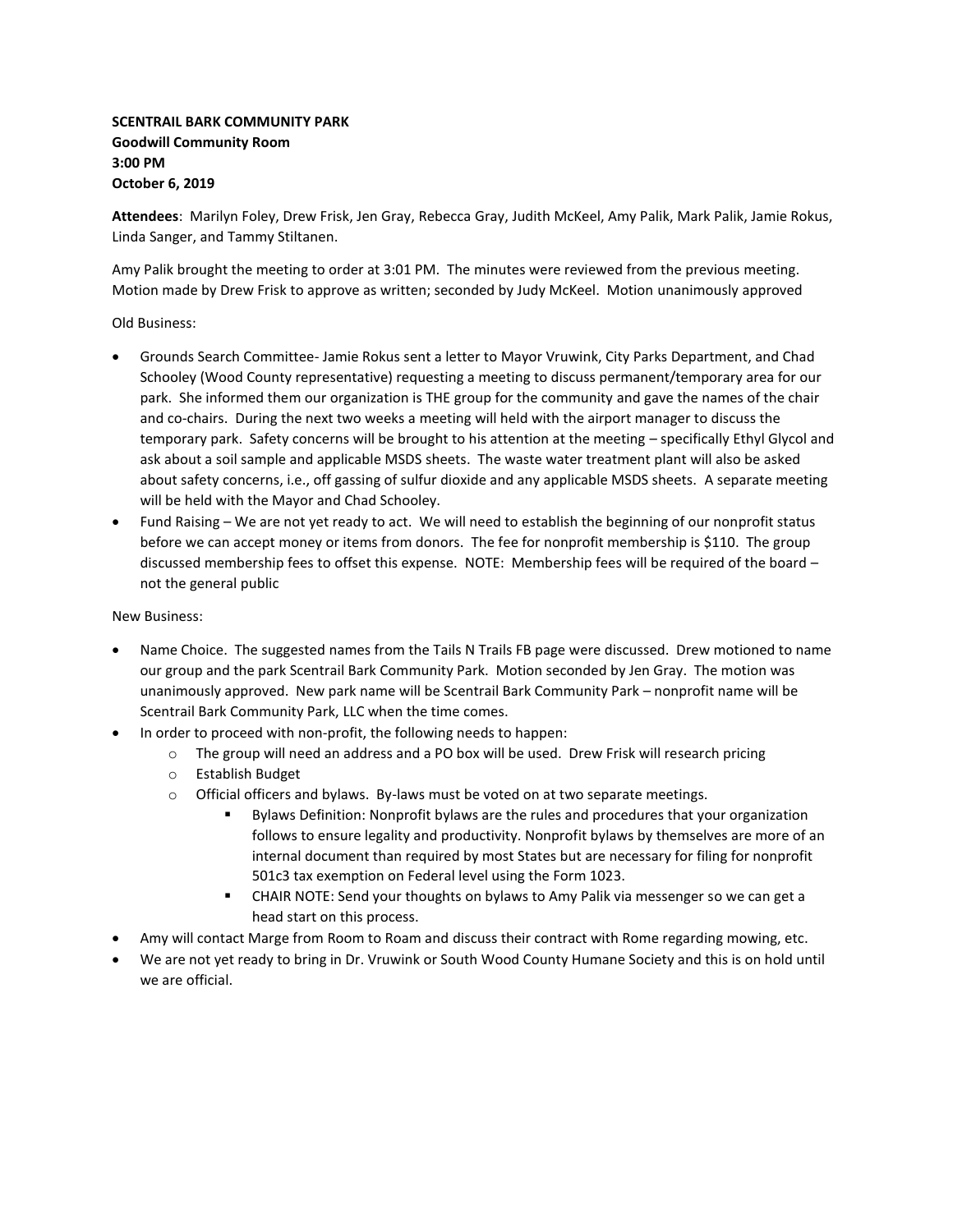**SCENTRAIL BARK COMMUNITY PARK**
**Goodwill Community Room**
**3:00 PM**
**October 6, 2019**

**Attendees**: Marilyn Foley, Drew Frisk, Jen Gray, Rebecca Gray, Judith McKeel, Amy Palik, Mark Palik, Jamie Rokus, Linda Sanger, and Tammy Stiltanen.

Amy Palik brought the meeting to order at 3:01 PM. The minutes were reviewed from the previous meeting. Motion made by Drew Frisk to approve as written; seconded by Judy McKeel. Motion unanimously approved

Old Business:

- Grounds Search Committee- Jamie Rokus sent a letter to Mayor Vruwink, City Parks Department, and Chad Schooley (Wood County representative) requesting a meeting to discuss permanent/temporary area for our park. She informed them our organization is THE group for the community and gave the names of the chair and co-chairs. During the next two weeks a meeting will held with the airport manager to discuss the temporary park. Safety concerns will be brought to his attention at the meeting – specifically Ethyl Glycol and ask about a soil sample and applicable MSDS sheets. The waste water treatment plant will also be asked about safety concerns, i.e., off gassing of sulfur dioxide and any applicable MSDS sheets. A separate meeting will be held with the Mayor and Chad Schooley.
- Fund Raising – We are not yet ready to act. We will need to establish the beginning of our nonprofit status before we can accept money or items from donors. The fee for nonprofit membership is $110. The group discussed membership fees to offset this expense. NOTE: Membership fees will be required of the board – not the general public

New Business:

- Name Choice. The suggested names from the Tails N Trails FB page were discussed. Drew motioned to name our group and the park Scentrail Bark Community Park. Motion seconded by Jen Gray. The motion was unanimously approved. New park name will be Scentrail Bark Community Park – nonprofit name will be Scentrail Bark Community Park, LLC when the time comes.
- In order to proceed with non-profit, the following needs to happen:
  - The group will need an address and a PO box will be used. Drew Frisk will research pricing
  - Establish Budget
  - Official officers and bylaws. By-laws must be voted on at two separate meetings.
    - Bylaws Definition: Nonprofit bylaws are the rules and procedures that your organization follows to ensure legality and productivity. Nonprofit bylaws by themselves are more of an internal document than required by most States but are necessary for filing for nonprofit 501c3 tax exemption on Federal level using the Form 1023.
    - CHAIR NOTE: Send your thoughts on bylaws to Amy Palik via messenger so we can get a head start on this process.
- Amy will contact Marge from Room to Roam and discuss their contract with Rome regarding mowing, etc.
- We are not yet ready to bring in Dr. Vruwink or South Wood County Humane Society and this is on hold until we are official.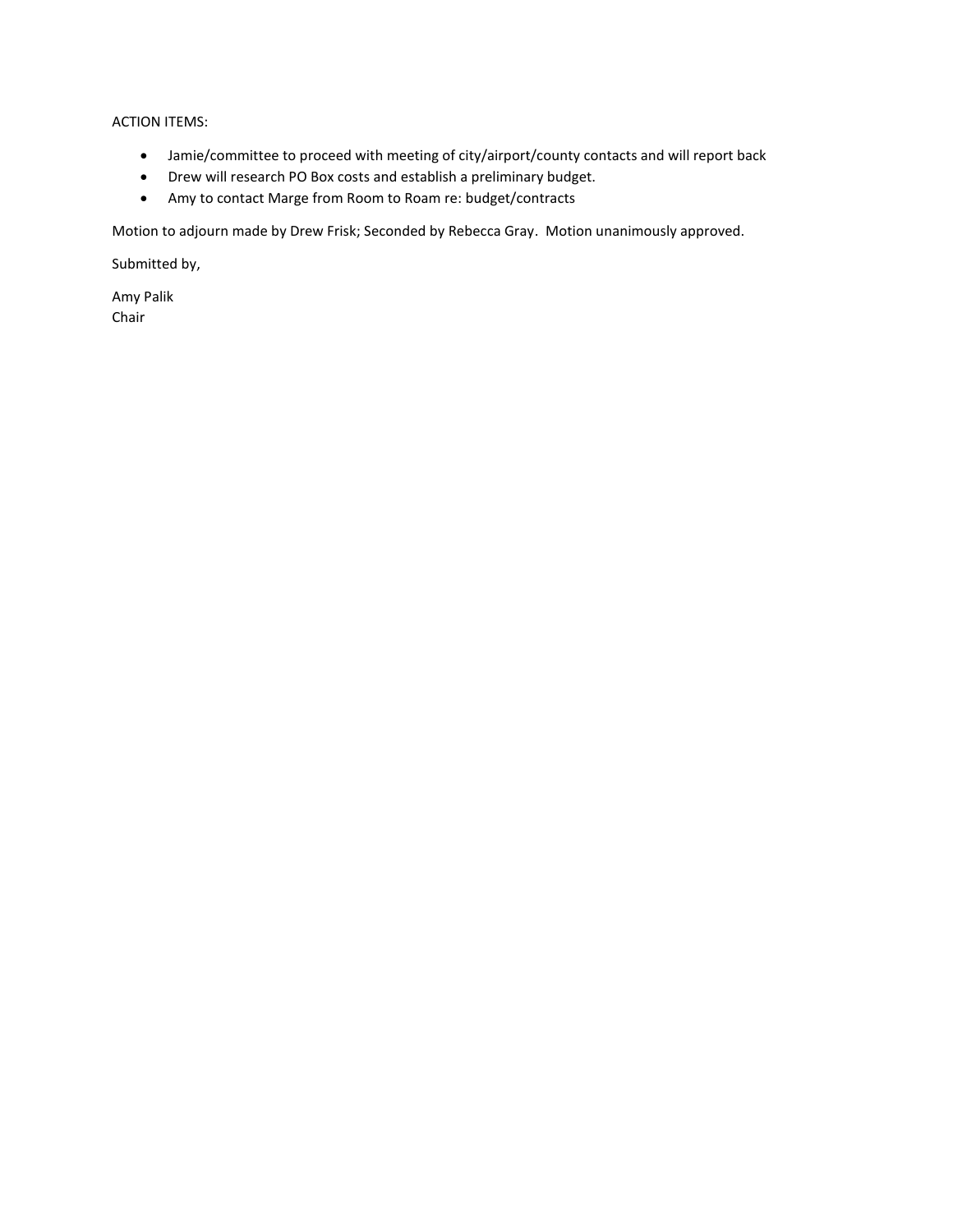ACTION ITEMS:

- Jamie/committee to proceed with meeting of city/airport/county contacts and will report back
- Drew will research PO Box costs and establish a preliminary budget.
- Amy to contact Marge from Room to Roam re: budget/contracts

Motion to adjourn made by Drew Frisk; Seconded by Rebecca Gray. Motion unanimously approved.

Submitted by,

Amy Palik
Chair